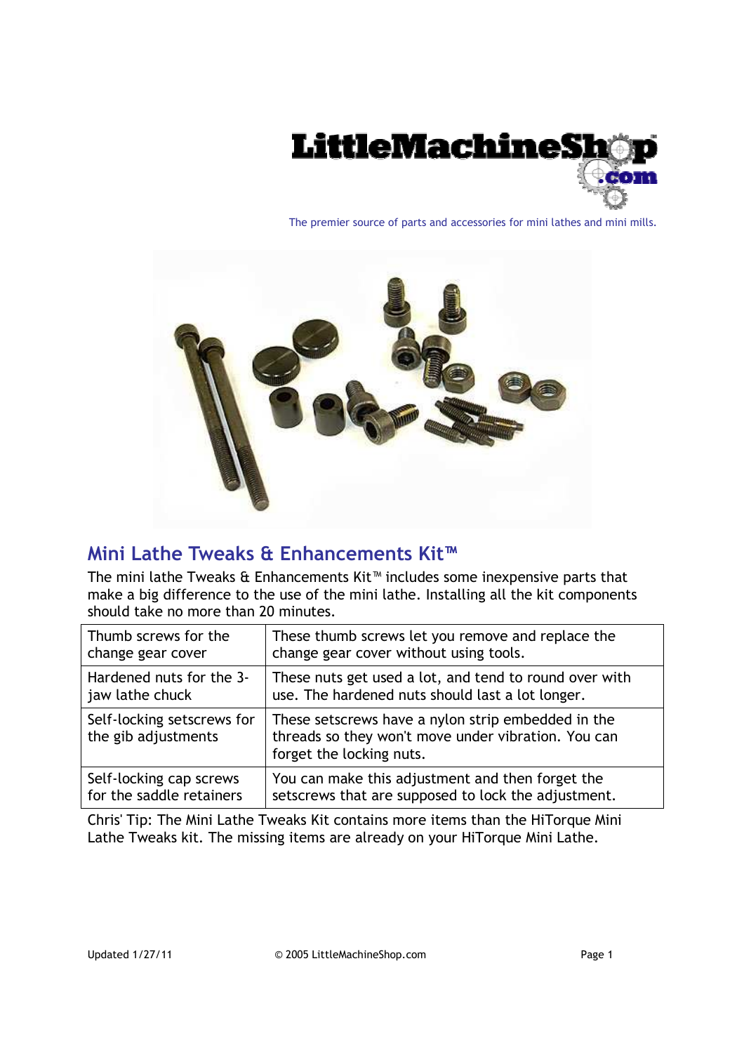The premier source of parts and accessories for mini lathes and mini mills.

## Mini Lathe Tweaks & Enhancements Kit™

The mini lathe Tweaks & Enhancements Kit™ includes some inexpensive parts that make a big difference to the use of the mini lathe. Installing all the kit components should take no more than 20 minutes.

| | |
|---|---|
| Thumb screws for the change gear cover | These thumb screws let you remove and replace the change gear cover without using tools. |
| Hardened nuts for the 3-jaw lathe chuck | These nuts get used a lot, and tend to round over with use. The hardened nuts should last a lot longer. |
| Self-locking setscrews for the gib adjustments | These setscrews have a nylon strip embedded in the threads so they won't move under vibration. You can forget the locking nuts. |
| Self-locking cap screws for the saddle retainers | You can make this adjustment and then forget the setscrews that are supposed to lock the adjustment. |

Chris' Tip: The Mini Lathe Tweaks Kit contains more items than the HiTorque Mini Lathe Tweaks kit. The missing items are already on your HiTorque Mini Lathe.

Updated 1/27/11 © 2005 LittleMachineShop.com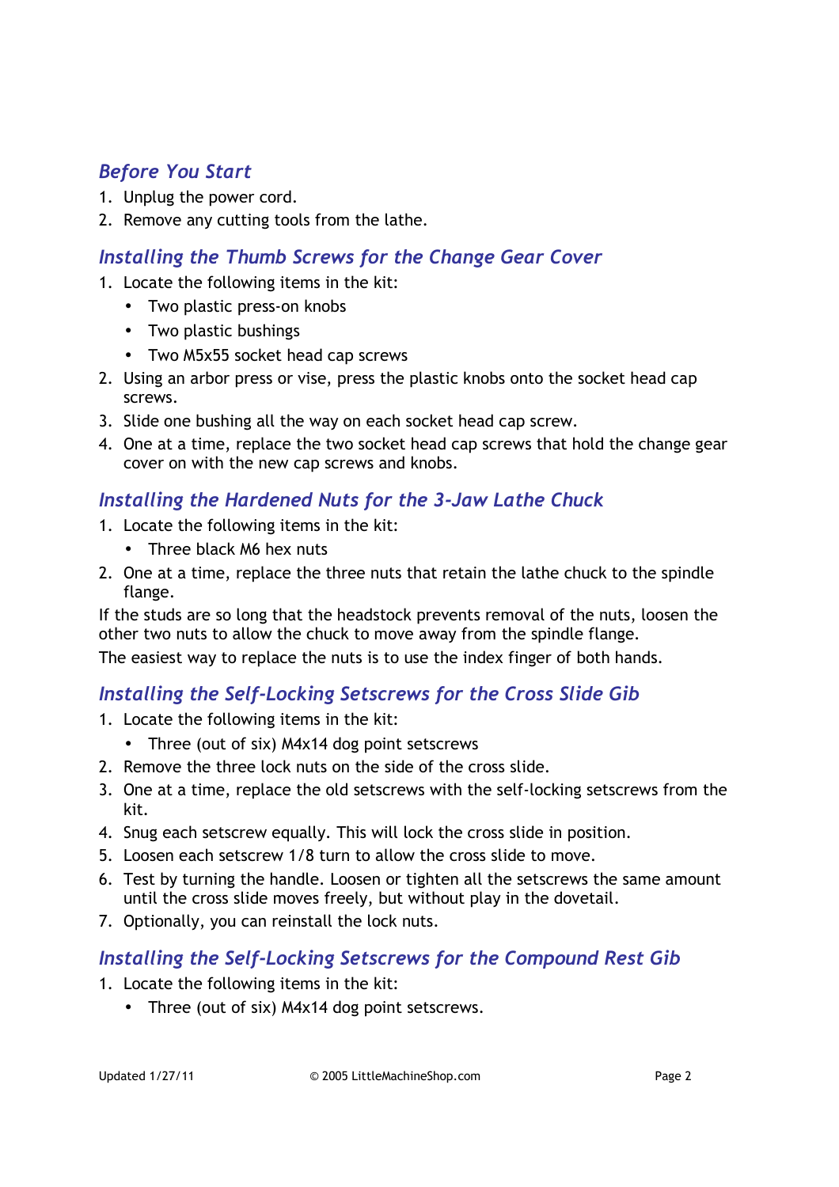## Before You Start

1. Unplug the power cord.
2. Remove any cutting tools from the lathe.

## Installing the Thumb Screws for the Change Gear Cover

1. Locate the following items in the kit:
   - Two plastic press-on knobs
   - Two plastic bushings
   - Two M5x55 socket head cap screws
2. Using an arbor press or vise, press the plastic knobs onto the socket head cap screws.
3. Slide one bushing all the way on each socket head cap screw.
4. One at a time, replace the two socket head cap screws that hold the change gear cover on with the new cap screws and knobs.

## Installing the Hardened Nuts for the 3-Jaw Lathe Chuck

1. Locate the following items in the kit:
   - Three black M6 hex nuts
2. One at a time, replace the three nuts that retain the lathe chuck to the spindle flange.

If the studs are so long that the headstock prevents removal of the nuts, loosen the other two nuts to allow the chuck to move away from the spindle flange.

The easiest way to replace the nuts is to use the index finger of both hands.

## Installing the Self-Locking Setscrews for the Cross Slide Gib

1. Locate the following items in the kit:
   - Three (out of six) M4x14 dog point setscrews
2. Remove the three lock nuts on the side of the cross slide.
3. One at a time, replace the old setscrews with the self-locking setscrews from the kit.
4. Snug each setscrew equally. This will lock the cross slide in position.
5. Loosen each setscrew 1/8 turn to allow the cross slide to move.
6. Test by turning the handle. Loosen or tighten all the setscrews the same amount until the cross slide moves freely, but without play in the dovetail.
7. Optionally, you can reinstall the lock nuts.

## Installing the Self-Locking Setscrews for the Compound Rest Gib

1. Locate the following items in the kit:
   - Three (out of six) M4x14 dog point setscrews.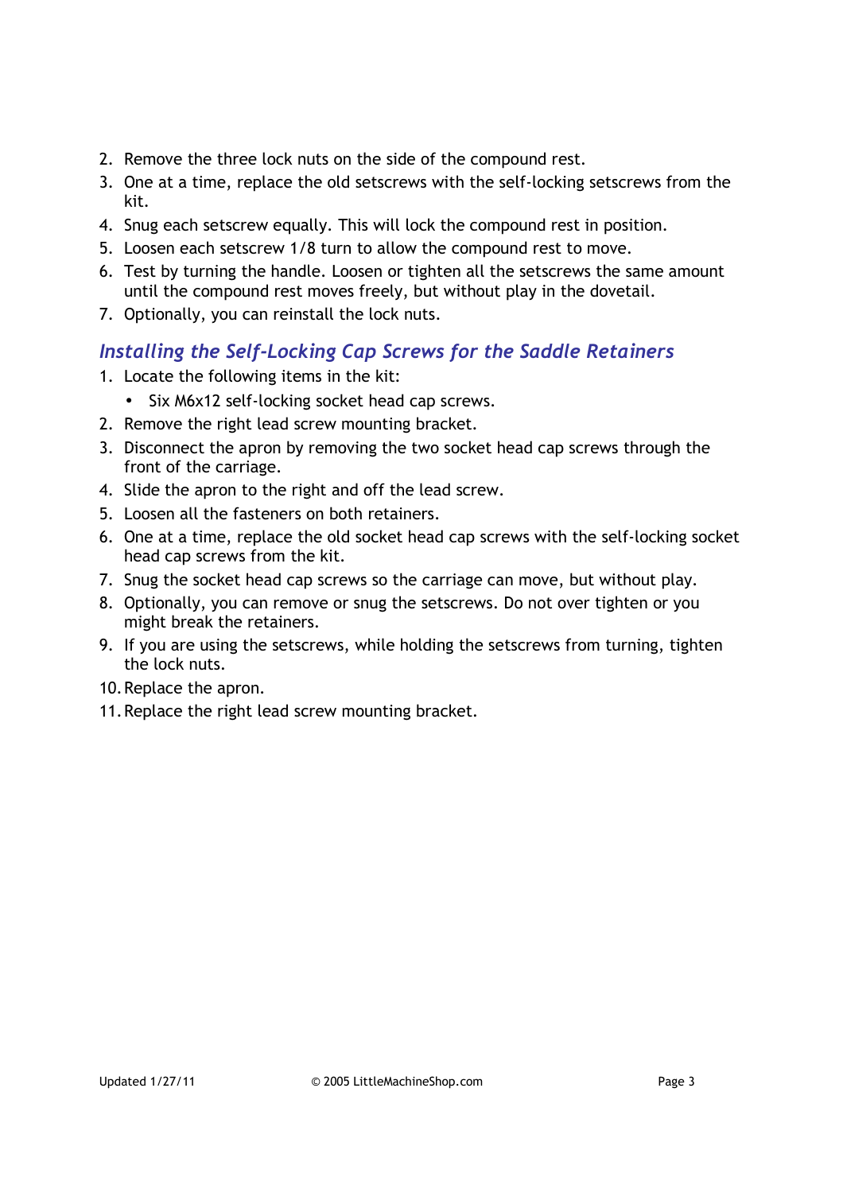2. Remove the three lock nuts on the side of the compound rest.
3. One at a time, replace the old setscrews with the self-locking setscrews from the kit.
4. Snug each setscrew equally. This will lock the compound rest in position.
5. Loosen each setscrew 1/8 turn to allow the compound rest to move.
6. Test by turning the handle. Loosen or tighten all the setscrews the same amount until the compound rest moves freely, but without play in the dovetail.
7. Optionally, you can reinstall the lock nuts.

### *Installing the Self-Locking Cap Screws for the Saddle Retainers*

1. Locate the following items in the kit:
   - Six M6x12 self-locking socket head cap screws.
2. Remove the right lead screw mounting bracket.
3. Disconnect the apron by removing the two socket head cap screws through the front of the carriage.
4. Slide the apron to the right and off the lead screw.
5. Loosen all the fasteners on both retainers.
6. One at a time, replace the old socket head cap screws with the self-locking socket head cap screws from the kit.
7. Snug the socket head cap screws so the carriage can move, but without play.
8. Optionally, you can remove or snug the setscrews. Do not over tighten or you might break the retainers.
9. If you are using the setscrews, while holding the setscrews from turning, tighten the lock nuts.
10. Replace the apron.
11. Replace the right lead screw mounting bracket.